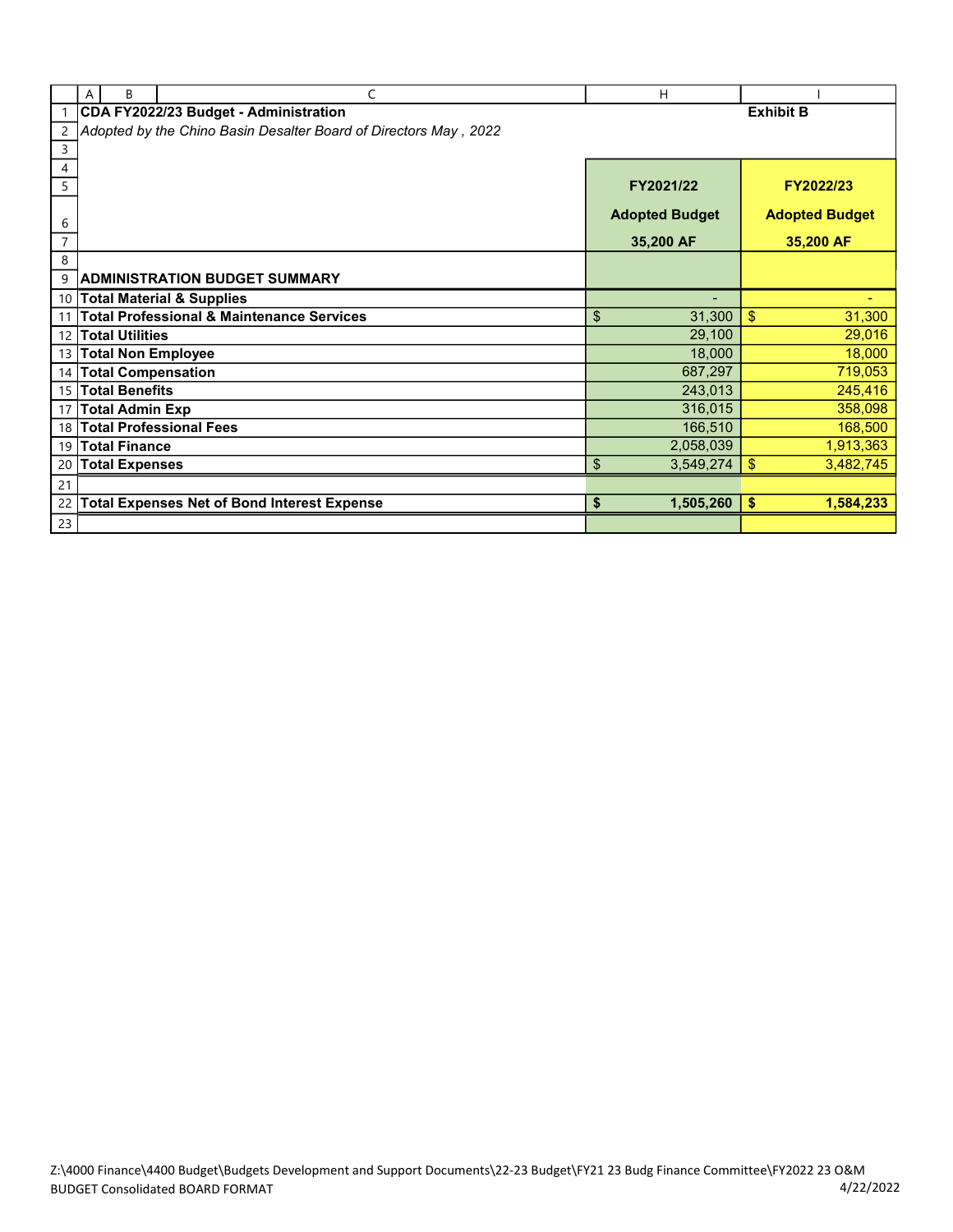**CDA FY2022/23 Budget - Administration** **Exhibit B**

*Adopted by the Chino Basin Desalter Board of Directors May , 2022*

| | FY2021/22 Adopted Budget 35,200 AF | FY2022/23 Adopted Budget 35,200 AF |
|---|---|---|
| **ADMINISTRATION BUDGET SUMMARY** | | |
| **Total Material & Supplies** | - | - |
| **Total Professional & Maintenance Services** | $ 31,300 | $ 31,300 |
| **Total Utilities** | 29,100 | 29,016 |
| **Total Non Employee** | 18,000 | 18,000 |
| **Total Compensation** | 687,297 | 719,053 |
| **Total Benefits** | 243,013 | 245,416 |
| **Total Admin Exp** | 316,015 | 358,098 |
| **Total Professional Fees** | 166,510 | 168,500 |
| **Total Finance** | 2,058,039 | 1,913,363 |
| **Total Expenses** | $ 3,549,274 | $ 3,482,745 |
| | | |
| **Total Expenses Net of Bond Interest Expense** | **$ 1,505,260** | **$ 1,584,233** |

Z:\4000 Finance\4400 Budget\Budgets Development and Support Documents\22-23 Budget\FY21 23 Budg Finance Committee\FY2022 23 O&M BUDGET Consolidated BOARD FORMAT 4/22/2022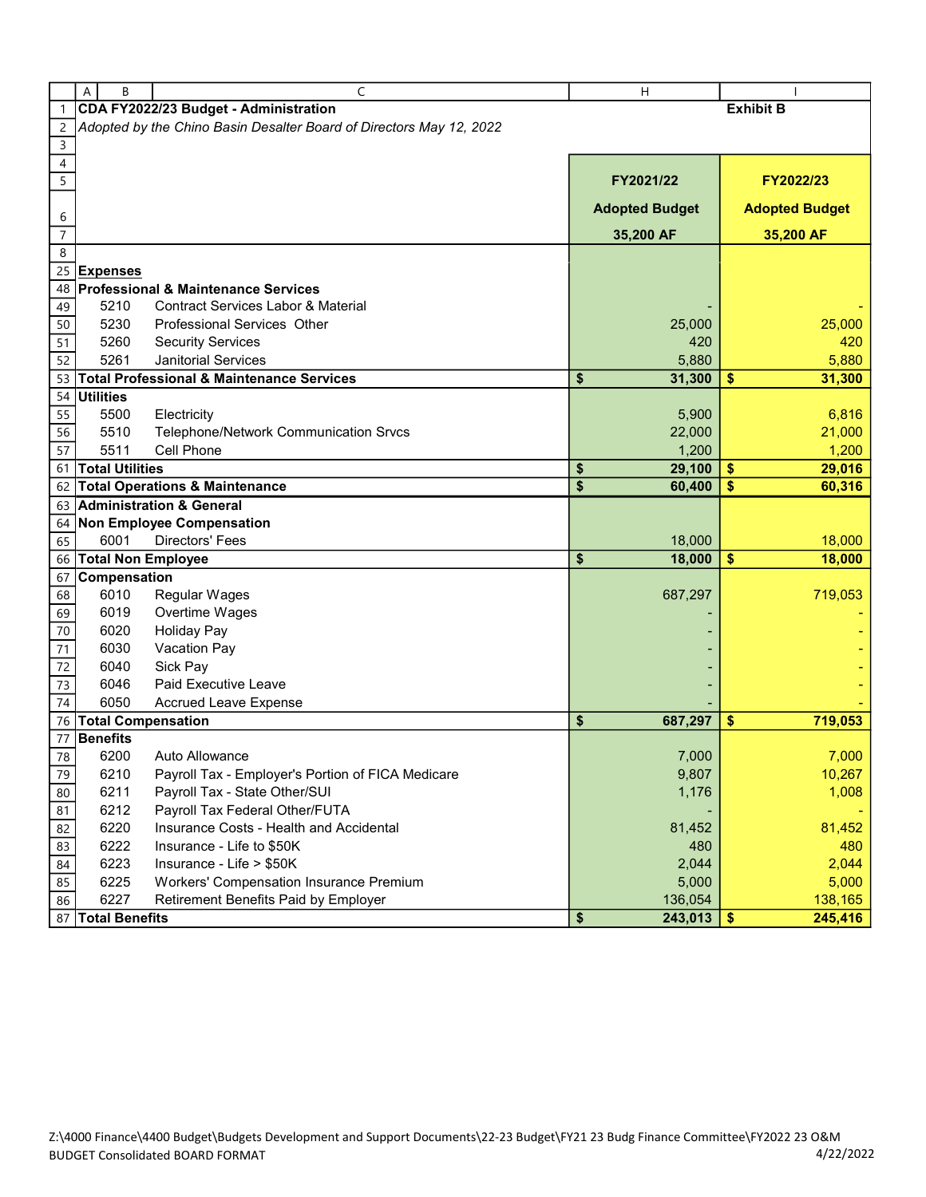**CDA FY2022/23 Budget - Administration** **Exhibit B**

*Adopted by the Chino Basin Desalter Board of Directors May 12, 2022*

| | | FY2021/22 Adopted Budget 35,200 AF | FY2022/23 Adopted Budget 35,200 AF |
|---|---|---|---|
| **Expenses** | | | |
| **Professional & Maintenance Services** | | | |
| 5210 | Contract Services Labor & Material | - | - |
| 5230 | Professional Services Other | 25,000 | 25,000 |
| 5260 | Security Services | 420 | 420 |
| 5261 | Janitorial Services | 5,880 | 5,880 |
| **Total Professional & Maintenance Services** | | **$ 31,300** | **$ 31,300** |
| **Utilities** | | | |
| 5500 | Electricity | 5,900 | 6,816 |
| 5510 | Telephone/Network Communication Srvcs | 22,000 | 21,000 |
| 5511 | Cell Phone | 1,200 | 1,200 |
| **Total Utilities** | | **$ 29,100** | **$ 29,016** |
| **Total Operations & Maintenance** | | **$ 60,400** | **$ 60,316** |
| **Administration & General** | | | |
| **Non Employee Compensation** | | | |
| 6001 | Directors' Fees | 18,000 | 18,000 |
| **Total Non Employee** | | **$ 18,000** | **$ 18,000** |
| **Compensation** | | | |
| 6010 | Regular Wages | 687,297 | 719,053 |
| 6019 | Overtime Wages | - | - |
| 6020 | Holiday Pay | - | - |
| 6030 | Vacation Pay | - | - |
| 6040 | Sick Pay | - | - |
| 6046 | Paid Executive Leave | - | - |
| 6050 | Accrued Leave Expense | - | - |
| **Total Compensation** | | **$ 687,297** | **$ 719,053** |
| **Benefits** | | | |
| 6200 | Auto Allowance | 7,000 | 7,000 |
| 6210 | Payroll Tax - Employer's Portion of FICA Medicare | 9,807 | 10,267 |
| 6211 | Payroll Tax - State Other/SUI | 1,176 | 1,008 |
| 6212 | Payroll Tax Federal Other/FUTA | - | - |
| 6220 | Insurance Costs - Health and Accidental | 81,452 | 81,452 |
| 6222 | Insurance - Life to $50K | 480 | 480 |
| 6223 | Insurance - Life > $50K | 2,044 | 2,044 |
| 6225 | Workers' Compensation Insurance Premium | 5,000 | 5,000 |
| 6227 | Retirement Benefits Paid by Employer | 136,054 | 138,165 |
| **Total Benefits** | | **$ 243,013** | **$ 245,416** |

Z:\4000 Finance\4400 Budget\Budgets Development and Support Documents\22-23 Budget\FY21 23 Budg Finance Committee\FY2022 23 O&M BUDGET Consolidated BOARD FORMAT 4/22/2022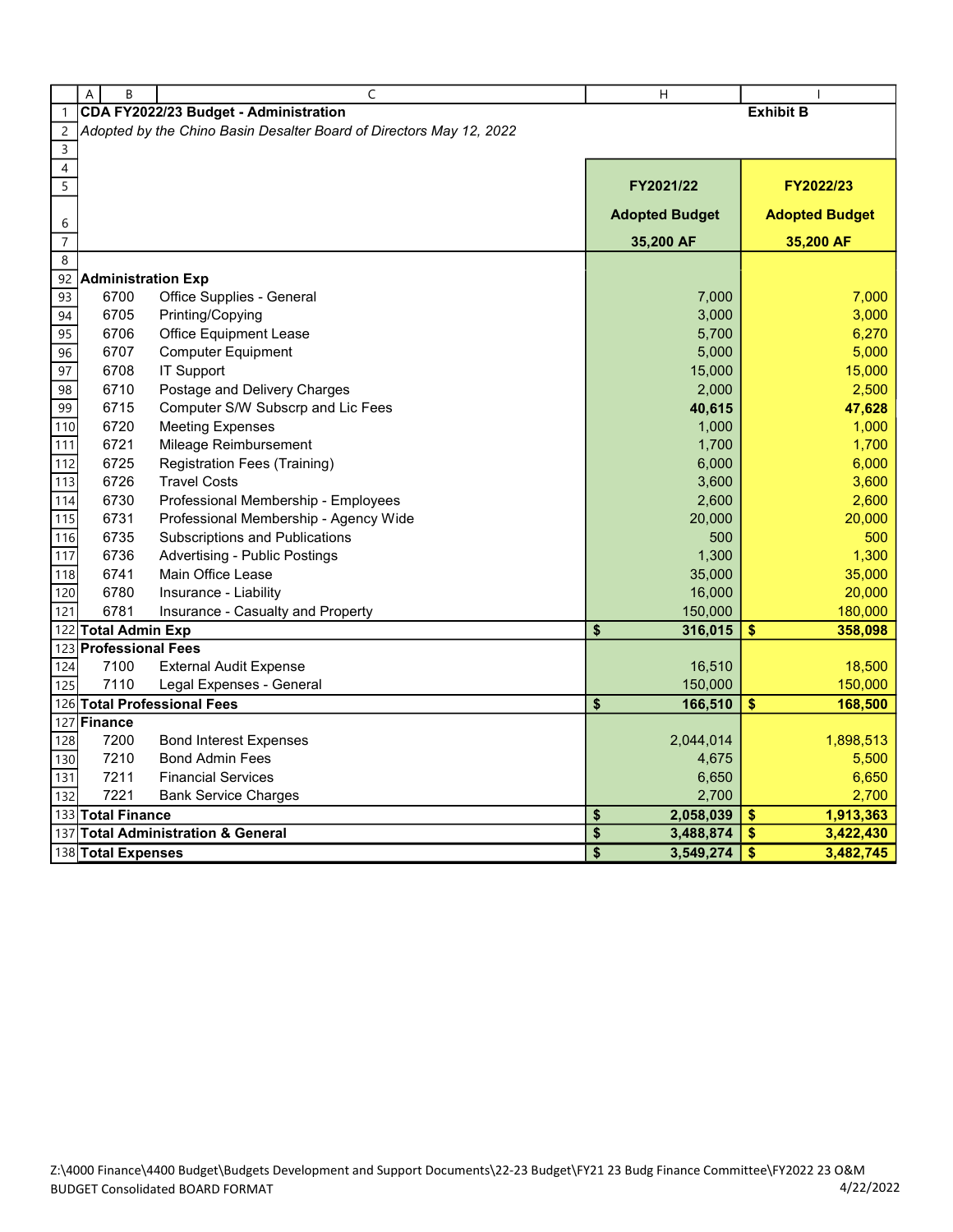**CDA FY2022/23 Budget - Administration** **Exhibit B**

*Adopted by the Chino Basin Desalter Board of Directors May 12, 2022*

| | | FY2021/22 Adopted Budget 35,200 AF | FY2022/23 Adopted Budget 35,200 AF |
|---|---|---|---|
| **Administration Exp** | | | |
| 6700 | Office Supplies - General | 7,000 | 7,000 |
| 6705 | Printing/Copying | 3,000 | 3,000 |
| 6706 | Office Equipment Lease | 5,700 | 6,270 |
| 6707 | Computer Equipment | 5,000 | 5,000 |
| 6708 | IT Support | 15,000 | 15,000 |
| 6710 | Postage and Delivery Charges | 2,000 | 2,500 |
| 6715 | Computer S/W Subscrp and Lic Fees | **40,615** | **47,628** |
| 6720 | Meeting Expenses | 1,000 | 1,000 |
| 6721 | Mileage Reimbursement | 1,700 | 1,700 |
| 6725 | Registration Fees (Training) | 6,000 | 6,000 |
| 6726 | Travel Costs | 3,600 | 3,600 |
| 6730 | Professional Membership - Employees | 2,600 | 2,600 |
| 6731 | Professional Membership - Agency Wide | 20,000 | 20,000 |
| 6735 | Subscriptions and Publications | 500 | 500 |
| 6736 | Advertising - Public Postings | 1,300 | 1,300 |
| 6741 | Main Office Lease | 35,000 | 35,000 |
| 6780 | Insurance - Liability | 16,000 | 20,000 |
| 6781 | Insurance - Casualty and Property | 150,000 | 180,000 |
| **Total Admin Exp** | | **$ 316,015** | **$ 358,098** |
| **Professional Fees** | | | |
| 7100 | External Audit Expense | 16,510 | 18,500 |
| 7110 | Legal Expenses - General | 150,000 | 150,000 |
| **Total Professional Fees** | | **$ 166,510** | **$ 168,500** |
| **Finance** | | | |
| 7200 | Bond Interest Expenses | 2,044,014 | 1,898,513 |
| 7210 | Bond Admin Fees | 4,675 | 5,500 |
| 7211 | Financial Services | 6,650 | 6,650 |
| 7221 | Bank Service Charges | 2,700 | 2,700 |
| **Total Finance** | | **$ 2,058,039** | **$ 1,913,363** |
| **Total Administration & General** | | **$ 3,488,874** | **$ 3,422,430** |
| **Total Expenses** | | **$ 3,549,274** | **$ 3,482,745** |

Z:\4000 Finance\4400 Budget\Budgets Development and Support Documents\22-23 Budget\FY21 23 Budg Finance Committee\FY2022 23 O&M BUDGET Consolidated BOARD FORMAT 4/22/2022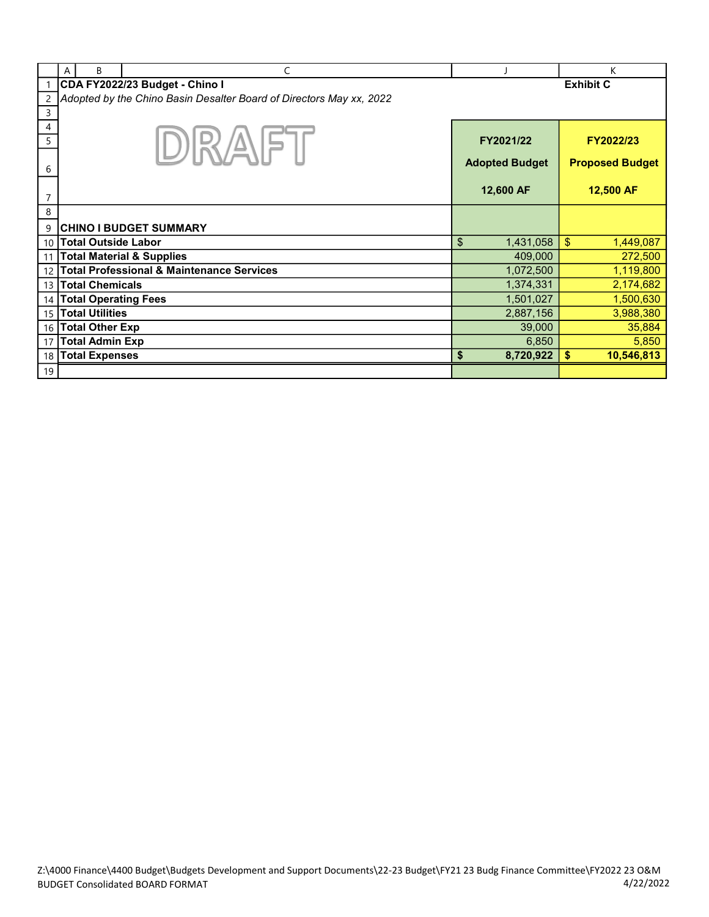**CDA FY2022/23 Budget - Chino I** **Exhibit C**

*Adopted by the Chino Basin Desalter Board of Directors May xx, 2022*

DRAFT

| | FY2021/22 Adopted Budget 12,600 AF | FY2022/23 Proposed Budget 12,500 AF |
|---|---|---|
| **CHINO I BUDGET SUMMARY** | | |
| **Total Outside Labor** | $ 1,431,058 | $ 1,449,087 |
| **Total Material & Supplies** | 409,000 | 272,500 |
| **Total Professional & Maintenance Services** | 1,072,500 | 1,119,800 |
| **Total Chemicals** | 1,374,331 | 2,174,682 |
| **Total Operating Fees** | 1,501,027 | 1,500,630 |
| **Total Utilities** | 2,887,156 | 3,988,380 |
| **Total Other Exp** | 39,000 | 35,884 |
| **Total Admin Exp** | 6,850 | 5,850 |
| **Total Expenses** | **$ 8,720,922** | **$ 10,546,813** |

Z:\4000 Finance\4400 Budget\Budgets Development and Support Documents\22-23 Budget\FY21 23 Budg Finance Committee\FY2022 23 O&M BUDGET Consolidated BOARD FORMAT 4/22/2022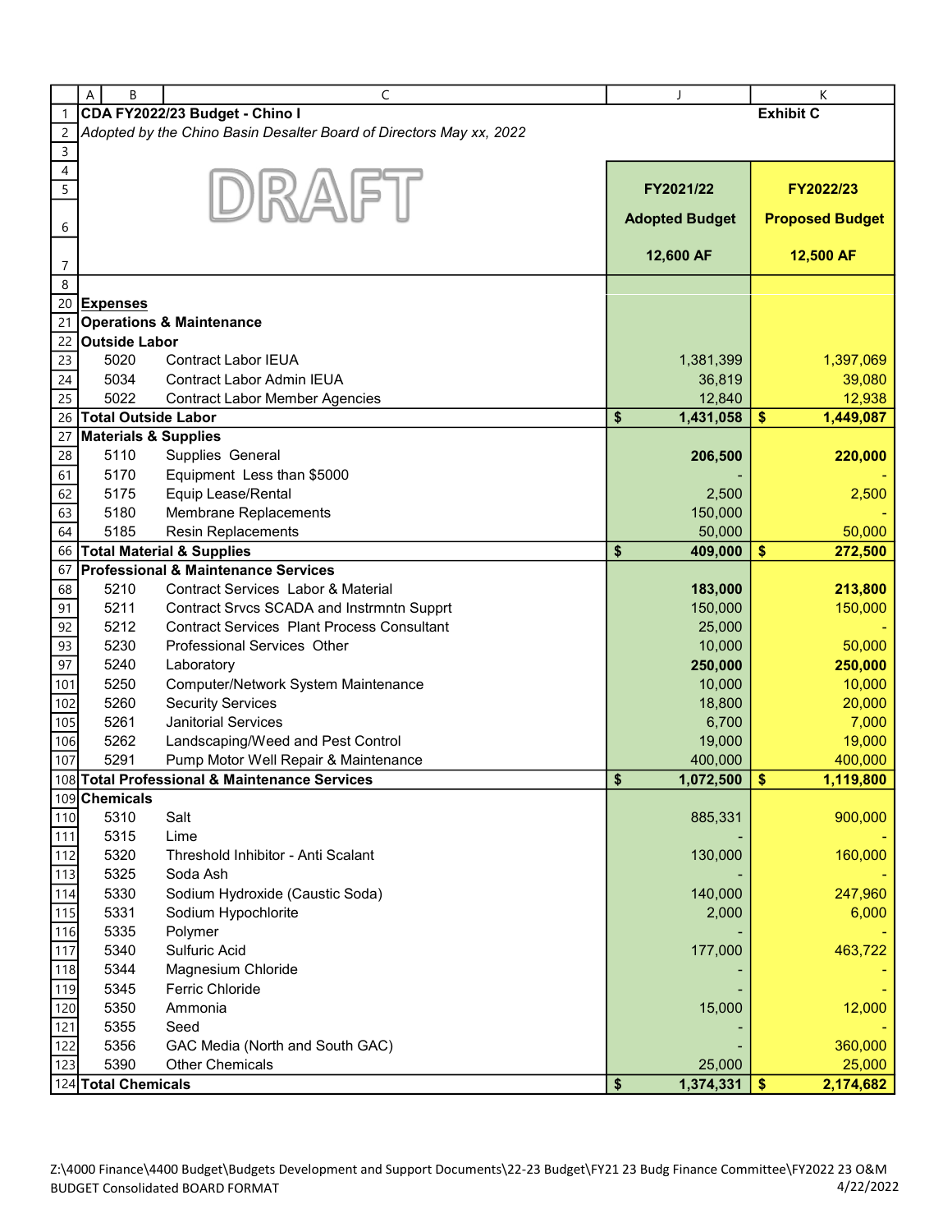**CDA FY2022/23 Budget - Chino I** **Exhibit C**

*Adopted by the Chino Basin Desalter Board of Directors May xx, 2022*

DRAFT

| | | FY2021/22 Adopted Budget 12,600 AF | FY2022/23 Proposed Budget 12,500 AF |
|---|---|---|---|
| **Expenses** | | | |
| **Operations & Maintenance** | | | |
| **Outside Labor** | | | |
| 5020 | Contract Labor IEUA | 1,381,399 | 1,397,069 |
| 5034 | Contract Labor Admin IEUA | 36,819 | 39,080 |
| 5022 | Contract Labor Member Agencies | 12,840 | 12,938 |
| **Total Outside Labor** | | **$ 1,431,058** | **$ 1,449,087** |
| **Materials & Supplies** | | | |
| 5110 | Supplies General | **206,500** | **220,000** |
| 5170 | Equipment Less than $5000 | - | - |
| 5175 | Equip Lease/Rental | 2,500 | 2,500 |
| 5180 | Membrane Replacements | 150,000 | - |
| 5185 | Resin Replacements | 50,000 | 50,000 |
| **Total Material & Supplies** | | **$ 409,000** | **$ 272,500** |
| **Professional & Maintenance Services** | | | |
| 5210 | Contract Services Labor & Material | **183,000** | **213,800** |
| 5211 | Contract Srvcs SCADA and Instrmntn Supprt | 150,000 | 150,000 |
| 5212 | Contract Services Plant Process Consultant | 25,000 | - |
| 5230 | Professional Services Other | 10,000 | 50,000 |
| 5240 | Laboratory | **250,000** | **250,000** |
| 5250 | Computer/Network System Maintenance | 10,000 | 10,000 |
| 5260 | Security Services | 18,800 | 20,000 |
| 5261 | Janitorial Services | 6,700 | 7,000 |
| 5262 | Landscaping/Weed and Pest Control | 19,000 | 19,000 |
| 5291 | Pump Motor Well Repair & Maintenance | 400,000 | 400,000 |
| **Total Professional & Maintenance Services** | | **$ 1,072,500** | **$ 1,119,800** |
| **Chemicals** | | | |
| 5310 | Salt | 885,331 | 900,000 |
| 5315 | Lime | - | - |
| 5320 | Threshold Inhibitor - Anti Scalant | 130,000 | 160,000 |
| 5325 | Soda Ash | - | - |
| 5330 | Sodium Hydroxide (Caustic Soda) | 140,000 | 247,960 |
| 5331 | Sodium Hypochlorite | 2,000 | 6,000 |
| 5335 | Polymer | - | - |
| 5340 | Sulfuric Acid | 177,000 | 463,722 |
| 5344 | Magnesium Chloride | - | - |
| 5345 | Ferric Chloride | - | - |
| 5350 | Ammonia | 15,000 | 12,000 |
| 5355 | Seed | - | - |
| 5356 | GAC Media (North and South GAC) | - | 360,000 |
| 5390 | Other Chemicals | 25,000 | 25,000 |
| **Total Chemicals** | | **$ 1,374,331** | **$ 2,174,682** |

Z:\4000 Finance\4400 Budget\Budgets Development and Support Documents\22-23 Budget\FY21 23 Budg Finance Committee\FY2022 23 O&M BUDGET Consolidated BOARD FORMAT 4/22/2022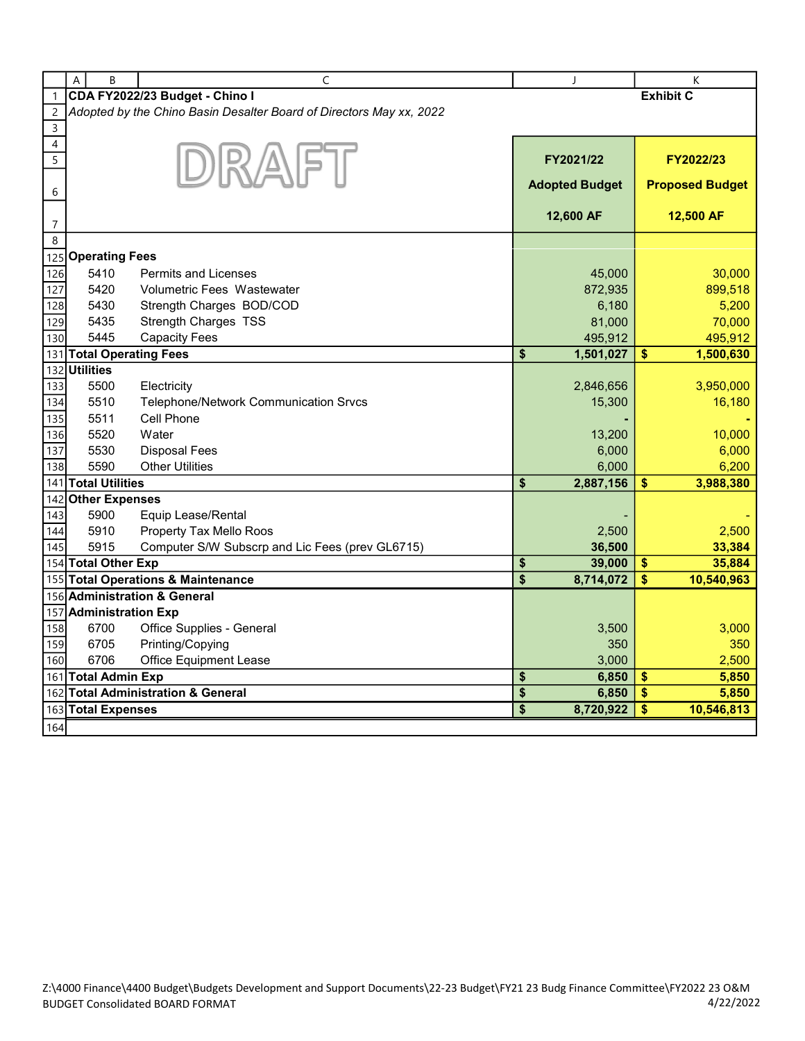**CDA FY2022/23 Budget - Chino I** — **Exhibit C**

*Adopted by the Chino Basin Desalter Board of Directors May xx, 2022*

DRAFT

| | | FY2021/22 Adopted Budget 12,600 AF | FY2022/23 Proposed Budget 12,500 AF |
|---|---|---|---|
| **Operating Fees** | | | |
| 5410 | Permits and Licenses | 45,000 | 30,000 |
| 5420 | Volumetric Fees Wastewater | 872,935 | 899,518 |
| 5430 | Strength Charges BOD/COD | 6,180 | 5,200 |
| 5435 | Strength Charges TSS | 81,000 | 70,000 |
| 5445 | Capacity Fees | 495,912 | 495,912 |
| **Total Operating Fees** | | **$ 1,501,027** | **$ 1,500,630** |
| **Utilities** | | | |
| 5500 | Electricity | 2,846,656 | 3,950,000 |
| 5510 | Telephone/Network Communication Srvcs | 15,300 | 16,180 |
| 5511 | Cell Phone | - | - |
| 5520 | Water | 13,200 | 10,000 |
| 5530 | Disposal Fees | 6,000 | 6,000 |
| 5590 | Other Utilities | 6,000 | 6,200 |
| **Total Utilities** | | **$ 2,887,156** | **$ 3,988,380** |
| **Other Expenses** | | | |
| 5900 | Equip Lease/Rental | - | - |
| 5910 | Property Tax Mello Roos | 2,500 | 2,500 |
| 5915 | Computer S/W Subscrp and Lic Fees (prev GL6715) | **36,500** | **33,384** |
| **Total Other Exp** | | **$ 39,000** | **$ 35,884** |
| **Total Operations & Maintenance** | | **$ 8,714,072** | **$ 10,540,963** |
| **Administration & General** | | | |
| **Administration Exp** | | | |
| 6700 | Office Supplies - General | 3,500 | 3,000 |
| 6705 | Printing/Copying | 350 | 350 |
| 6706 | Office Equipment Lease | 3,000 | 2,500 |
| **Total Admin Exp** | | **$ 6,850** | **$ 5,850** |
| **Total Administration & General** | | **$ 6,850** | **$ 5,850** |
| **Total Expenses** | | **$ 8,720,922** | **$ 10,546,813** |

Z:\4000 Finance\4400 Budget\Budgets Development and Support Documents\22-23 Budget\FY21 23 Budg Finance Committee\FY2022 23 O&M BUDGET Consolidated BOARD FORMAT — 4/22/2022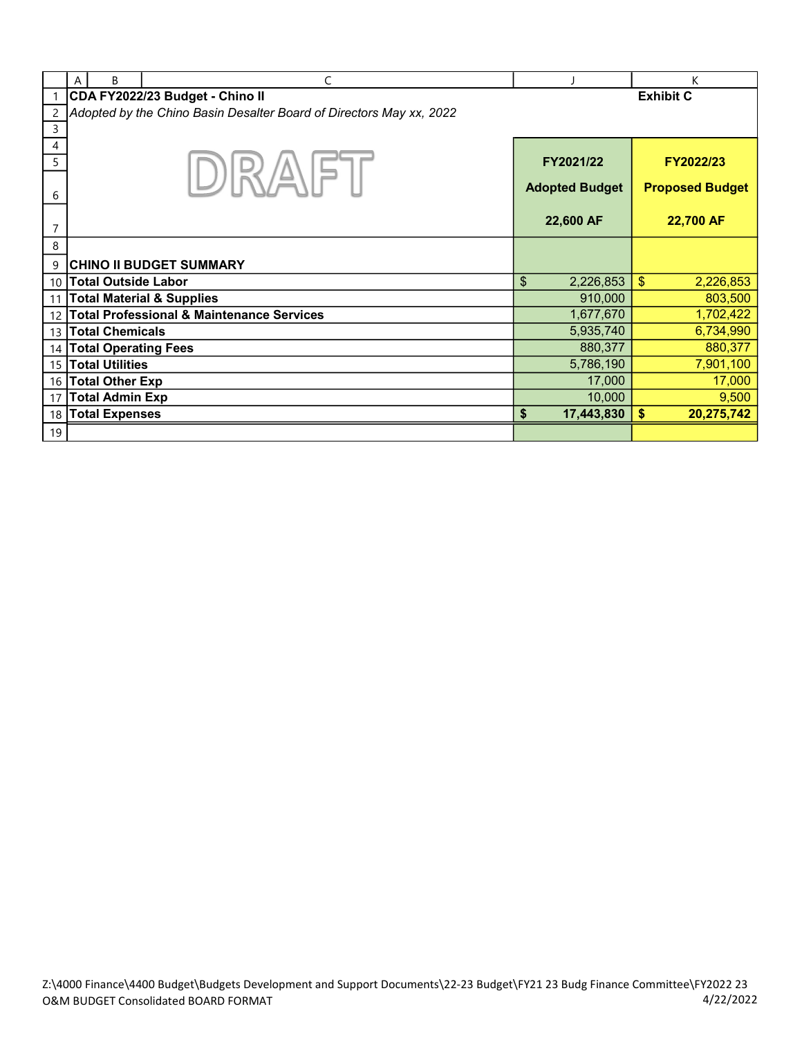**CDA FY2022/23 Budget - Chino II** **Exhibit C**

*Adopted by the Chino Basin Desalter Board of Directors May xx, 2022*

DRAFT

| | FY2021/22 Adopted Budget 22,600 AF | FY2022/23 Proposed Budget 22,700 AF |
|---|---|---|
| **CHINO II BUDGET SUMMARY** | | |
| **Total Outside Labor** | $ 2,226,853 | $ 2,226,853 |
| **Total Material & Supplies** | 910,000 | 803,500 |
| **Total Professional & Maintenance Services** | 1,677,670 | 1,702,422 |
| **Total Chemicals** | 5,935,740 | 6,734,990 |
| **Total Operating Fees** | 880,377 | 880,377 |
| **Total Utilities** | 5,786,190 | 7,901,100 |
| **Total Other Exp** | 17,000 | 17,000 |
| **Total Admin Exp** | 10,000 | 9,500 |
| **Total Expenses** | **$ 17,443,830** | **$ 20,275,742** |

Z:\4000 Finance\4400 Budget\Budgets Development and Support Documents\22-23 Budget\FY21 23 Budg Finance Committee\FY2022 23 O&M BUDGET Consolidated BOARD FORMAT 4/22/2022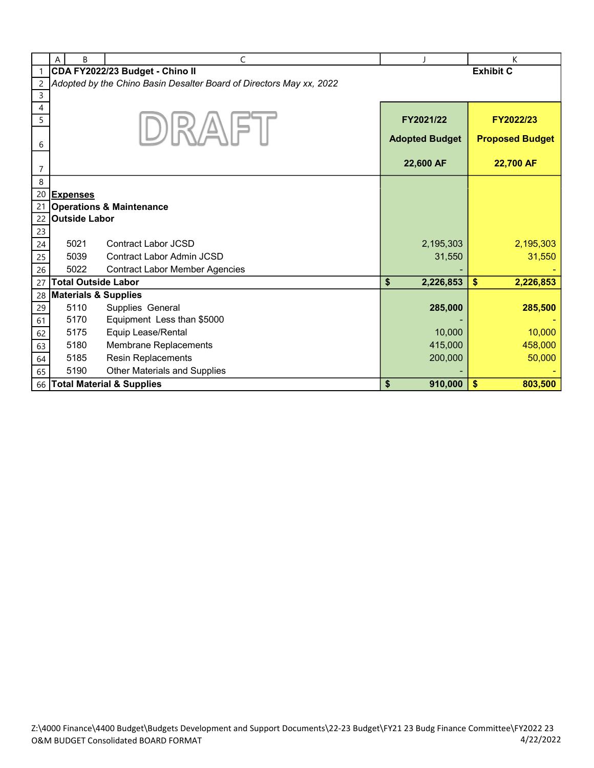**CDA FY2022/23 Budget - Chino II** **Exhibit C**

*Adopted by the Chino Basin Desalter Board of Directors May xx, 2022*

DRAFT

| | | FY2021/22 Adopted Budget 22,600 AF | FY2022/23 Proposed Budget 22,700 AF |
|---|---|---|---|
| **Expenses** | | | |
| **Operations & Maintenance** | | | |
| **Outside Labor** | | | |
| 5021 | Contract Labor JCSD | 2,195,303 | 2,195,303 |
| 5039 | Contract Labor Admin JCSD | 31,550 | 31,550 |
| 5022 | Contract Labor Member Agencies | - | - |
| **Total Outside Labor** | | **$ 2,226,853** | **$ 2,226,853** |
| **Materials & Supplies** | | | |
| 5110 | Supplies General | **285,000** | **285,500** |
| 5170 | Equipment Less than $5000 | - | - |
| 5175 | Equip Lease/Rental | 10,000 | 10,000 |
| 5180 | Membrane Replacements | 415,000 | 458,000 |
| 5185 | Resin Replacements | 200,000 | 50,000 |
| 5190 | Other Materials and Supplies | - | - |
| **Total Material & Supplies** | | **$ 910,000** | **$ 803,500** |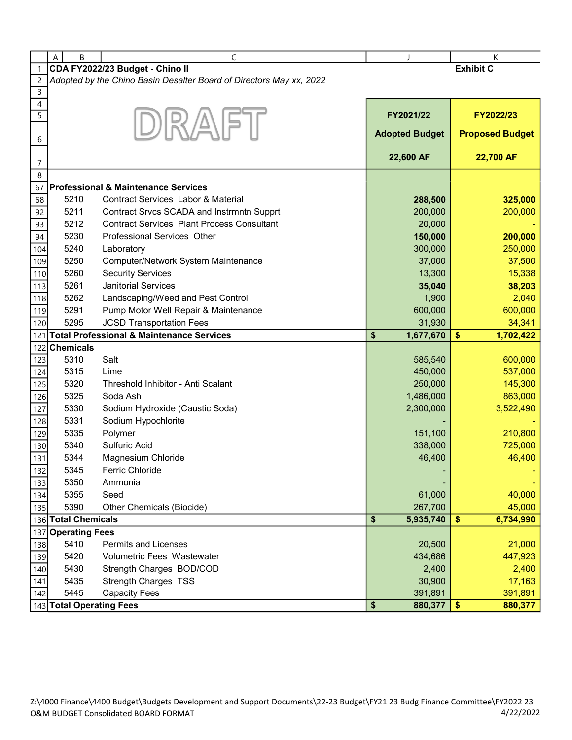**CDA FY2022/23 Budget - Chino II** **Exhibit C**

*Adopted by the Chino Basin Desalter Board of Directors May xx, 2022*

DRAFT

| | | FY2021/22 Adopted Budget 22,600 AF | FY2022/23 Proposed Budget 22,700 AF |
|---|---|---|---|
| **Professional & Maintenance Services** | | | |
| 5210 | Contract Services Labor & Material | **288,500** | **325,000** |
| 5211 | Contract Srvcs SCADA and Instrmntn Supprt | 200,000 | 200,000 |
| 5212 | Contract Services Plant Process Consultant | 20,000 | - |
| 5230 | Professional Services Other | **150,000** | **200,000** |
| 5240 | Laboratory | 300,000 | 250,000 |
| 5250 | Computer/Network System Maintenance | 37,000 | 37,500 |
| 5260 | Security Services | 13,300 | 15,338 |
| 5261 | Janitorial Services | **35,040** | **38,203** |
| 5262 | Landscaping/Weed and Pest Control | 1,900 | 2,040 |
| 5291 | Pump Motor Well Repair & Maintenance | 600,000 | 600,000 |
| 5295 | JCSD Transportation Fees | 31,930 | 34,341 |
| **Total Professional & Maintenance Services** | | **$ 1,677,670** | **$ 1,702,422** |
| **Chemicals** | | | |
| 5310 | Salt | 585,540 | 600,000 |
| 5315 | Lime | 450,000 | 537,000 |
| 5320 | Threshold Inhibitor - Anti Scalant | 250,000 | 145,300 |
| 5325 | Soda Ash | 1,486,000 | 863,000 |
| 5330 | Sodium Hydroxide (Caustic Soda) | 2,300,000 | 3,522,490 |
| 5331 | Sodium Hypochlorite | - | - |
| 5335 | Polymer | 151,100 | 210,800 |
| 5340 | Sulfuric Acid | 338,000 | 725,000 |
| 5344 | Magnesium Chloride | 46,400 | 46,400 |
| 5345 | Ferric Chloride | - | - |
| 5350 | Ammonia | - | - |
| 5355 | Seed | 61,000 | 40,000 |
| 5390 | Other Chemicals (Biocide) | 267,700 | 45,000 |
| **Total Chemicals** | | **$ 5,935,740** | **$ 6,734,990** |
| **Operating Fees** | | | |
| 5410 | Permits and Licenses | 20,500 | 21,000 |
| 5420 | Volumetric Fees Wastewater | 434,686 | 447,923 |
| 5430 | Strength Charges BOD/COD | 2,400 | 2,400 |
| 5435 | Strength Charges TSS | 30,900 | 17,163 |
| 5445 | Capacity Fees | 391,891 | 391,891 |
| **Total Operating Fees** | | **$ 880,377** | **$ 880,377** |

Z:\4000 Finance\4400 Budget\Budgets Development and Support Documents\22-23 Budget\FY21 23 Budg Finance Committee\FY2022 23 O&M BUDGET Consolidated BOARD FORMAT 4/22/2022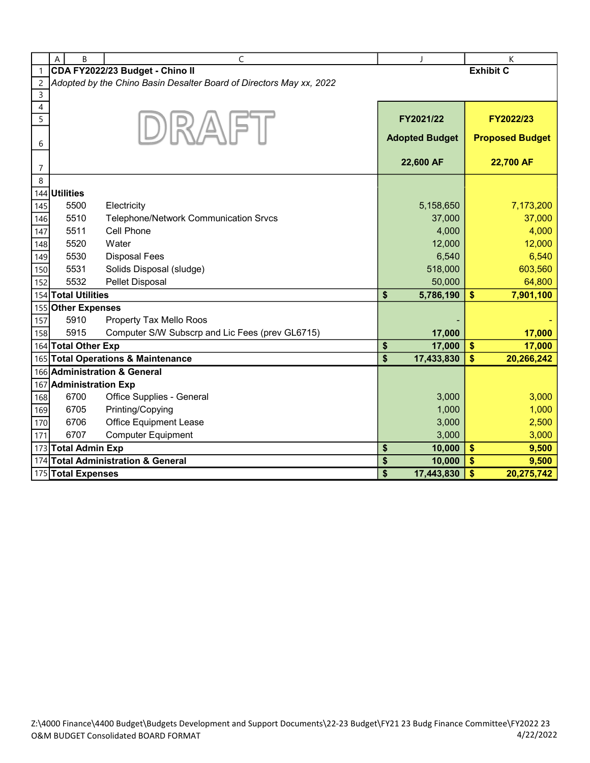**CDA FY2022/23 Budget - Chino II** — **Exhibit C**

*Adopted by the Chino Basin Desalter Board of Directors May xx, 2022*

DRAFT

| | | FY2021/22 Adopted Budget 22,600 AF | FY2022/23 Proposed Budget 22,700 AF |
|---|---|---|---|
| **Utilities** | | | |
| 5500 | Electricity | 5,158,650 | 7,173,200 |
| 5510 | Telephone/Network Communication Srvcs | 37,000 | 37,000 |
| 5511 | Cell Phone | 4,000 | 4,000 |
| 5520 | Water | 12,000 | 12,000 |
| 5530 | Disposal Fees | 6,540 | 6,540 |
| 5531 | Solids Disposal (sludge) | 518,000 | 603,560 |
| 5532 | Pellet Disposal | 50,000 | 64,800 |
| **Total Utilities** | | **$ 5,786,190** | **$ 7,901,100** |
| **Other Expenses** | | | |
| 5910 | Property Tax Mello Roos | - | - |
| 5915 | Computer S/W Subscrp and Lic Fees (prev GL6715) | **17,000** | **17,000** |
| **Total Other Exp** | | **$ 17,000** | **$ 17,000** |
| **Total Operations & Maintenance** | | **$ 17,433,830** | **$ 20,266,242** |
| **Administration & General** | | | |
| **Administration Exp** | | | |
| 6700 | Office Supplies - General | 3,000 | 3,000 |
| 6705 | Printing/Copying | 1,000 | 1,000 |
| 6706 | Office Equipment Lease | 3,000 | 2,500 |
| 6707 | Computer Equipment | 3,000 | 3,000 |
| **Total Admin Exp** | | **$ 10,000** | **$ 9,500** |
| **Total Administration & General** | | **$ 10,000** | **$ 9,500** |
| **Total Expenses** | | **$ 17,443,830** | **$ 20,275,742** |

Z:\4000 Finance\4400 Budget\Budgets Development and Support Documents\22-23 Budget\FY21 23 Budg Finance Committee\FY2022 23 O&M BUDGET Consolidated BOARD FORMAT 4/22/2022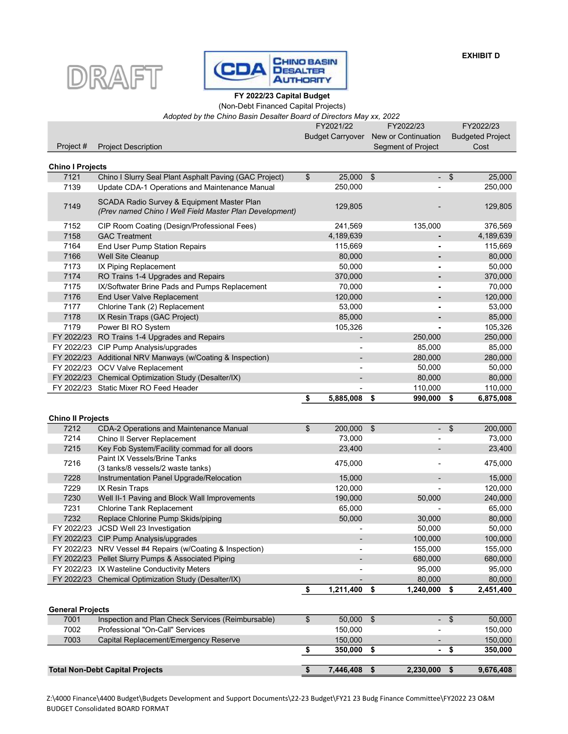DRAFT

**EXHIBIT D**

CDA Chino Basin Desalter Authority

**FY 2022/23 Capital Budget**

(Non-Debt Financed Capital Projects)

*Adopted by the Chino Basin Desalter Board of Directors May xx, 2022*

| Project # | Project Description | FY2021/22 Budget Carryover | FY2022/23 New or Continuation Segment of Project | FY2022/23 Budgeted Project Cost |
|---|---|---|---|---|
| **Chino I Projects** | | | | |
| 7121 | Chino I Slurry Seal Plant Asphalt Paving (GAC Project) | $ 25,000 | $ - | $ 25,000 |
| 7139 | Update CDA-1 Operations and Maintenance Manual | 250,000 | - | 250,000 |
| 7149 | SCADA Radio Survey & Equipment Master Plan *(Prev named Chino I Well Field Master Plan Development)* | 129,805 | - | 129,805 |
| 7152 | CIP Room Coating (Design/Professional Fees) | 241,569 | 135,000 | 376,569 |
| 7158 | GAC Treatment | 4,189,639 | - | 4,189,639 |
| 7164 | End User Pump Station Repairs | 115,669 | - | 115,669 |
| 7166 | Well Site Cleanup | 80,000 | - | 80,000 |
| 7173 | IX Piping Replacement | 50,000 | - | 50,000 |
| 7174 | RO Trains 1-4 Upgrades and Repairs | 370,000 | - | 370,000 |
| 7175 | IX/Softwater Brine Pads and Pumps Replacement | 70,000 | - | 70,000 |
| 7176 | End User Valve Replacement | 120,000 | - | 120,000 |
| 7177 | Chlorine Tank (2) Replacement | 53,000 | - | 53,000 |
| 7178 | IX Resin Traps (GAC Project) | 85,000 | - | 85,000 |
| 7179 | Power BI RO System | 105,326 | - | 105,326 |
| FY 2022/23 | RO Trains 1-4 Upgrades and Repairs | - | 250,000 | 250,000 |
| FY 2022/23 | CIP Pump Analysis/upgrades | - | 85,000 | 85,000 |
| FY 2022/23 | Additional NRV Manways (w/Coating & Inspection) | - | 280,000 | 280,000 |
| FY 2022/23 | OCV Valve Replacement | - | 50,000 | 50,000 |
| FY 2022/23 | Chemical Optimization Study (Desalter/IX) | - | 80,000 | 80,000 |
| FY 2022/23 | Static Mixer RO Feed Header | - | 110,000 | 110,000 |
| | | **$ 5,885,008** | **$ 990,000** | **$ 6,875,008** |
| **Chino II Projects** | | | | |
| 7212 | CDA-2 Operations and Maintenance Manual | $ 200,000 | $ - | $ 200,000 |
| 7214 | Chino II Server Replacement | 73,000 | - | 73,000 |
| 7215 | Key Fob System/Facility commad for all doors | 23,400 | - | 23,400 |
| 7216 | Paint IX Vessels/Brine Tanks (3 tanks/8 vessels/2 waste tanks) | 475,000 | - | 475,000 |
| 7228 | Instrumentation Panel Upgrade/Relocation | 15,000 | - | 15,000 |
| 7229 | IX Resin Traps | 120,000 | - | 120,000 |
| 7230 | Well II-1 Paving and Block Wall Improvements | 190,000 | 50,000 | 240,000 |
| 7231 | Chlorine Tank Replacement | 65,000 | - | 65,000 |
| 7232 | Replace Chlorine Pump Skids/piping | 50,000 | 30,000 | 80,000 |
| FY 2022/23 | JCSD Well 23 Investigation | - | 50,000 | 50,000 |
| FY 2022/23 | CIP Pump Analysis/upgrades | - | 100,000 | 100,000 |
| FY 2022/23 | NRV Vessel #4 Repairs (w/Coating & Inspection) | - | 155,000 | 155,000 |
| FY 2022/23 | Pellet Slurry Pumps & Associated Piping | - | 680,000 | 680,000 |
| FY 2022/23 | IX Wasteline Conductivity Meters | - | 95,000 | 95,000 |
| FY 2022/23 | Chemical Optimization Study (Desalter/IX) | - | 80,000 | 80,000 |
| | | **$ 1,211,400** | **$ 1,240,000** | **$ 2,451,400** |
| **General Projects** | | | | |
| 7001 | Inspection and Plan Check Services (Reimbursable) | $ 50,000 | $ - | $ 50,000 |
| 7002 | Professional "On-Call" Services | 150,000 | - | 150,000 |
| 7003 | Capital Replacement/Emergency Reserve | 150,000 | - | 150,000 |
| | | **$ 350,000** | **$ -** | **$ 350,000** |
| **Total Non-Debt Capital Projects** | | **$ 7,446,408** | **$ 2,230,000** | **$ 9,676,408** |

Z:\4000 Finance\4400 Budget\Budgets Development and Support Documents\22-23 Budget\FY21 23 Budg Finance Committee\FY2022 23 O&M BUDGET Consolidated BOARD FORMAT